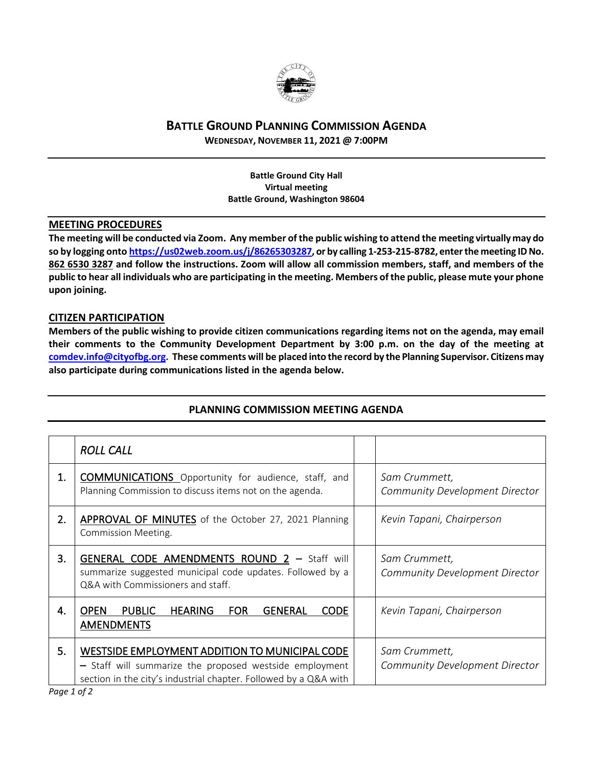# BATTLE GROUND PLANNING COMMISSION AGENDA

**WEDNESDAY, NOVEMBER 11, 2021 @ 7:00PM**

**Battle Ground City Hall**
**Virtual meeting**
**Battle Ground, Washington 98604**

## MEETING PROCEDURES

**The meeting will be conducted via Zoom. Any member of the public wishing to attend the meeting virtually may do so by logging onto https://us02web.zoom.us/j/86265303287, or by calling 1-253-215-8782, enter the meeting ID No. 862 6530 3287 and follow the instructions. Zoom will allow all commission members, staff, and members of the public to hear all individuals who are participating in the meeting. Members of the public, please mute your phone upon joining.**

## CITIZEN PARTICIPATION

**Members of the public wishing to provide citizen communications regarding items not on the agenda, may email their comments to the Community Development Department by 3:00 p.m. on the day of the meeting at comdev.info@cityofbg.org. These comments will be placed into the record by the Planning Supervisor. Citizens may also participate during communications listed in the agenda below.**

## PLANNING COMMISSION MEETING AGENDA

| | *ROLL CALL* | | |
|---|---|---|---|
| 1. | COMMUNICATIONS Opportunity for audience, staff, and Planning Commission to discuss items not on the agenda. | | *Sam Crummett, Community Development Director* |
| 2. | APPROVAL OF MINUTES of the October 27, 2021 Planning Commission Meeting. | | *Kevin Tapani, Chairperson* |
| 3. | GENERAL CODE AMENDMENTS ROUND 2 – Staff will summarize suggested municipal code updates. Followed by a Q&A with Commissioners and staff. | | *Sam Crummett, Community Development Director* |
| 4. | OPEN PUBLIC HEARING FOR GENERAL CODE AMENDMENTS | | *Kevin Tapani, Chairperson* |
| 5. | WESTSIDE EMPLOYMENT ADDITION TO MUNICIPAL CODE – Staff will summarize the proposed westside employment section in the city's industrial chapter. Followed by a Q&A with | | *Sam Crummett, Community Development Director* |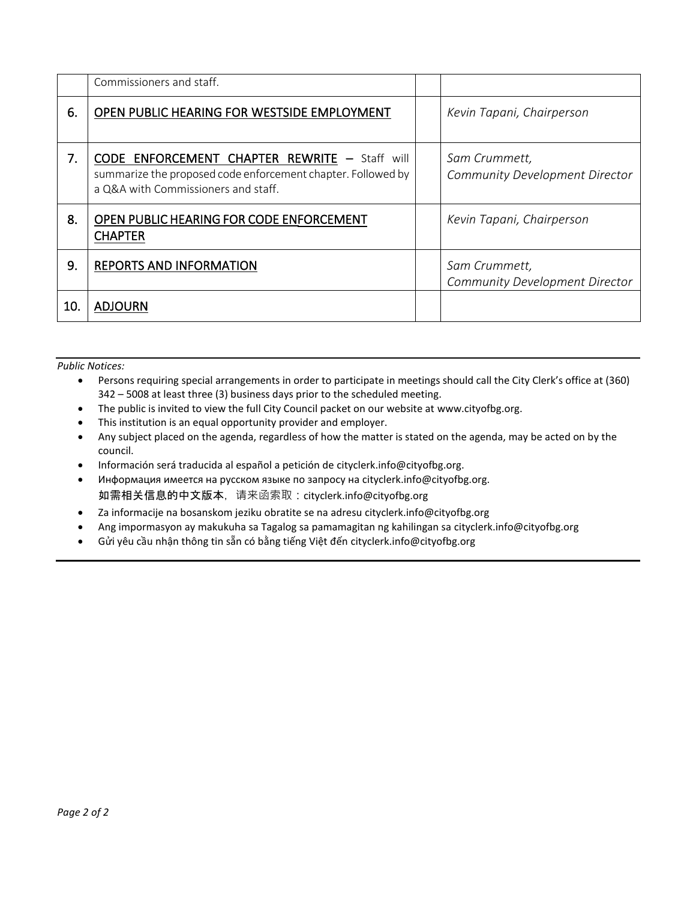| | | | |
|---|---|---|---|
| | Commissioners and staff. | | |
| 6. | OPEN PUBLIC HEARING FOR WESTSIDE EMPLOYMENT | | *Kevin Tapani, Chairperson* |
| 7. | CODE ENFORCEMENT CHAPTER REWRITE – Staff will summarize the proposed code enforcement chapter. Followed by a Q&A with Commissioners and staff. | | *Sam Crummett, Community Development Director* |
| 8. | OPEN PUBLIC HEARING FOR CODE ENFORCEMENT CHAPTER | | *Kevin Tapani, Chairperson* |
| 9. | REPORTS AND INFORMATION | | *Sam Crummett, Community Development Director* |
| 10. | ADJOURN | | |

*Public Notices:*

- Persons requiring special arrangements in order to participate in meetings should call the City Clerk's office at (360) 342 – 5008 at least three (3) business days prior to the scheduled meeting.
- The public is invited to view the full City Council packet on our website at www.cityofbg.org.
- This institution is an equal opportunity provider and employer.
- Any subject placed on the agenda, regardless of how the matter is stated on the agenda, may be acted on by the council.
- Información será traducida al español a petición de cityclerk.info@cityofbg.org.
- Информация имеется на русском языке по запросу на cityclerk.info@cityofbg.org.
  如需相关信息的中文版本，请来函索取：cityclerk.info@cityofbg.org
- Za informacije na bosanskom jeziku obratite se na adresu cityclerk.info@cityofbg.org
- Ang impormasyon ay makukuha sa Tagalog sa pamamagitan ng kahilingan sa cityclerk.info@cityofbg.org
- Gửi yêu cầu nhận thông tin sẵn có bằng tiếng Việt đến cityclerk.info@cityofbg.org